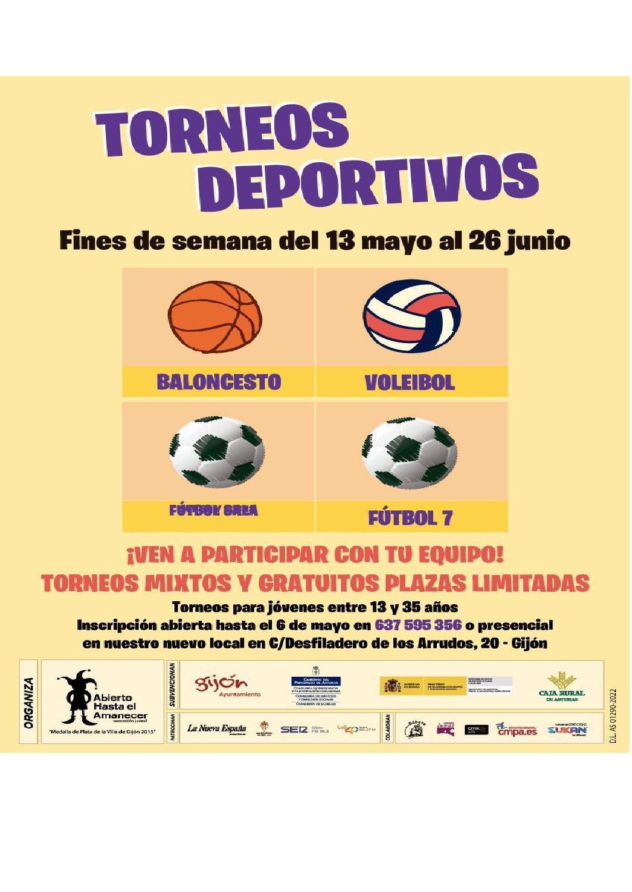# TORNEOS DEPORTIVOS

## Fines de semana del 13 mayo al 26 junio

| BALONCESTO | VOLEIBOL |
|---|---|
| FÚTBOL ARENA | FÚTBOL 7 |

## ¡VEN A PARTICIPAR CON TU EQUIPO!

## TORNEOS MIXTOS Y GRATUITOS PLAZAS LIMITADAS

**Torneos para jóvenes entre 13 y 35 años**

**Inscripción abierta hasta el 6 de mayo en 637 595 356 o presencial en nuestro nuevo local en C/Desfiladero de los Arrudos, 20 - Gijón**

ORGANIZA: Abierto Hasta el Amanecer asociación juvenil — "Medalla de Plata de la Villa de Gijón 2015"

SUBVENCIONAN: Gijón Ayuntamiento · Gobierno del Principado de Asturias · Gobierno de España Ministerio de Derechos Sociales, Consumo y Agenda 2030 · Caja Rural de Asturias

PATROCINAN: La Nueva España · SER Gijón FM 96.5 · Los 40

COLABORAN: cmpa.es · SUKAN

D.L. AS 01290-2022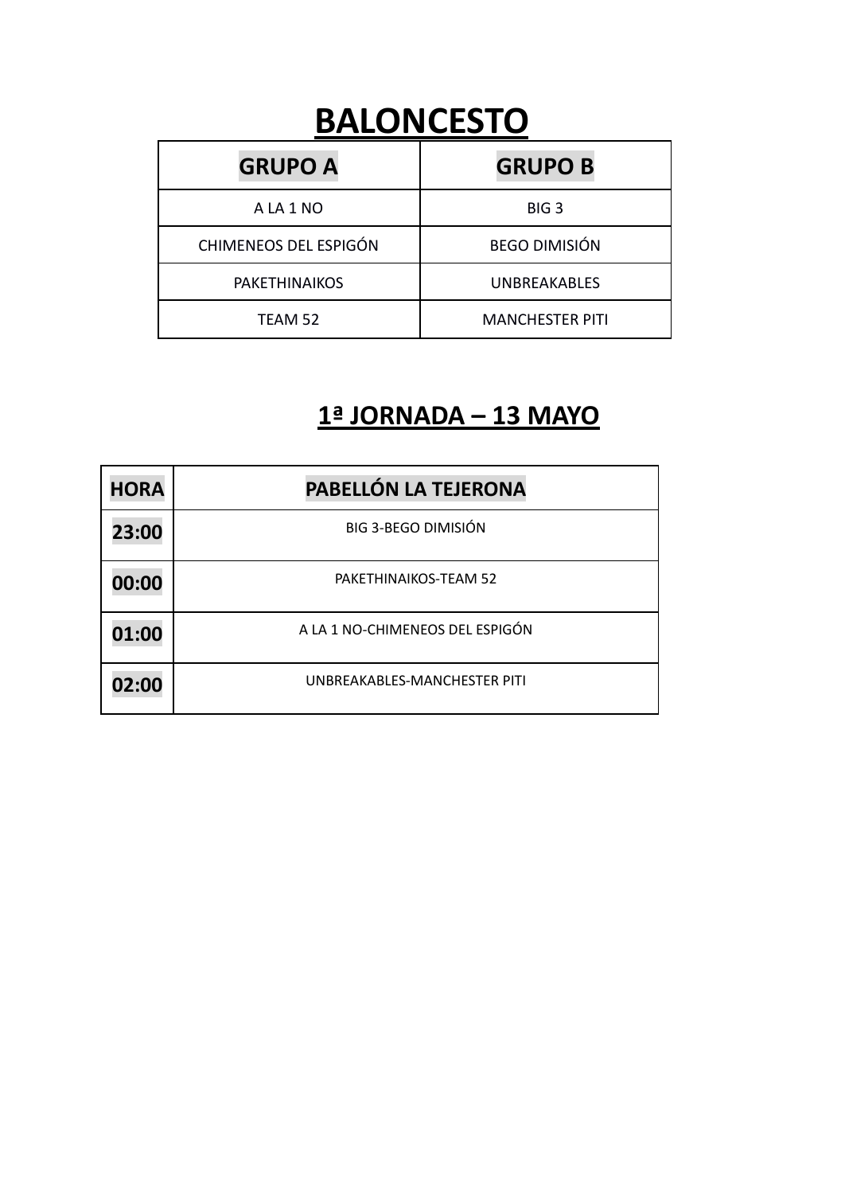# BALONCESTO

| GRUPO A | GRUPO B |
|---|---|
| A LA 1 NO | BIG 3 |
| CHIMENEOS DEL ESPIGÓN | BEGO DIMISIÓN |
| PAKETHINAIKOS | UNBREAKABLES |
| TEAM 52 | MANCHESTER PITI |

## 1ª JORNADA – 13 MAYO

| HORA | PABELLÓN LA TEJERONA |
|---|---|
| 23:00 | BIG 3-BEGO DIMISIÓN |
| 00:00 | PAKETHINAIKOS-TEAM 52 |
| 01:00 | A LA 1 NO-CHIMENEOS DEL ESPIGÓN |
| 02:00 | UNBREAKABLES-MANCHESTER PITI |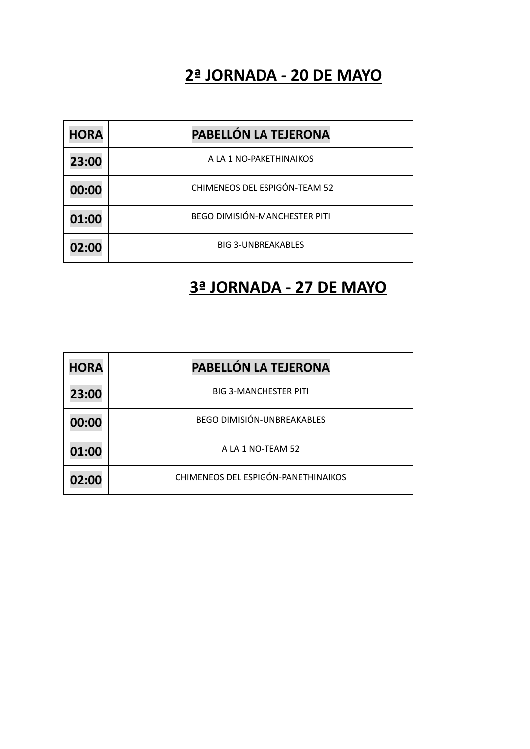## 2ª JORNADA - 20 DE MAYO

| HORA | PABELLÓN LA TEJERONA |
| --- | --- |
| 23:00 | A LA 1 NO-PAKETHINAIKOS |
| 00:00 | CHIMENEOS DEL ESPIGÓN-TEAM 52 |
| 01:00 | BEGO DIMISIÓN-MANCHESTER PITI |
| 02:00 | BIG 3-UNBREAKABLES |

## 3ª JORNADA - 27 DE MAYO

| HORA | PABELLÓN LA TEJERONA |
| --- | --- |
| 23:00 | BIG 3-MANCHESTER PITI |
| 00:00 | BEGO DIMISIÓN-UNBREAKABLES |
| 01:00 | A LA 1 NO-TEAM 52 |
| 02:00 | CHIMENEOS DEL ESPIGÓN-PANETHINAIKOS |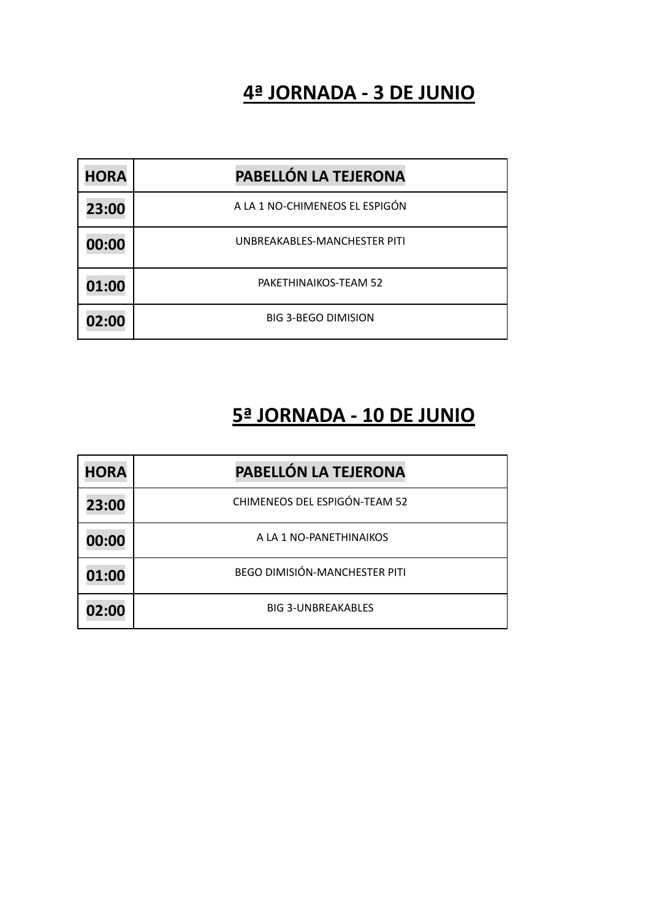## 4ª JORNADA - 3 DE JUNIO

| HORA | PABELLÓN LA TEJERONA |
|---|---|
| 23:00 | A LA 1 NO-CHIMENEOS EL ESPIGÓN |
| 00:00 | UNBREAKABLES-MANCHESTER PITI |
| 01:00 | PAKETHINAIKOS-TEAM 52 |
| 02:00 | BIG 3-BEGO DIMISION |

## 5ª JORNADA - 10 DE JUNIO

| HORA | PABELLÓN LA TEJERONA |
|---|---|
| 23:00 | CHIMENEOS DEL ESPIGÓN-TEAM 52 |
| 00:00 | A LA 1 NO-PANETHINAIKOS |
| 01:00 | BEGO DIMISIÓN-MANCHESTER PITI |
| 02:00 | BIG 3-UNBREAKABLES |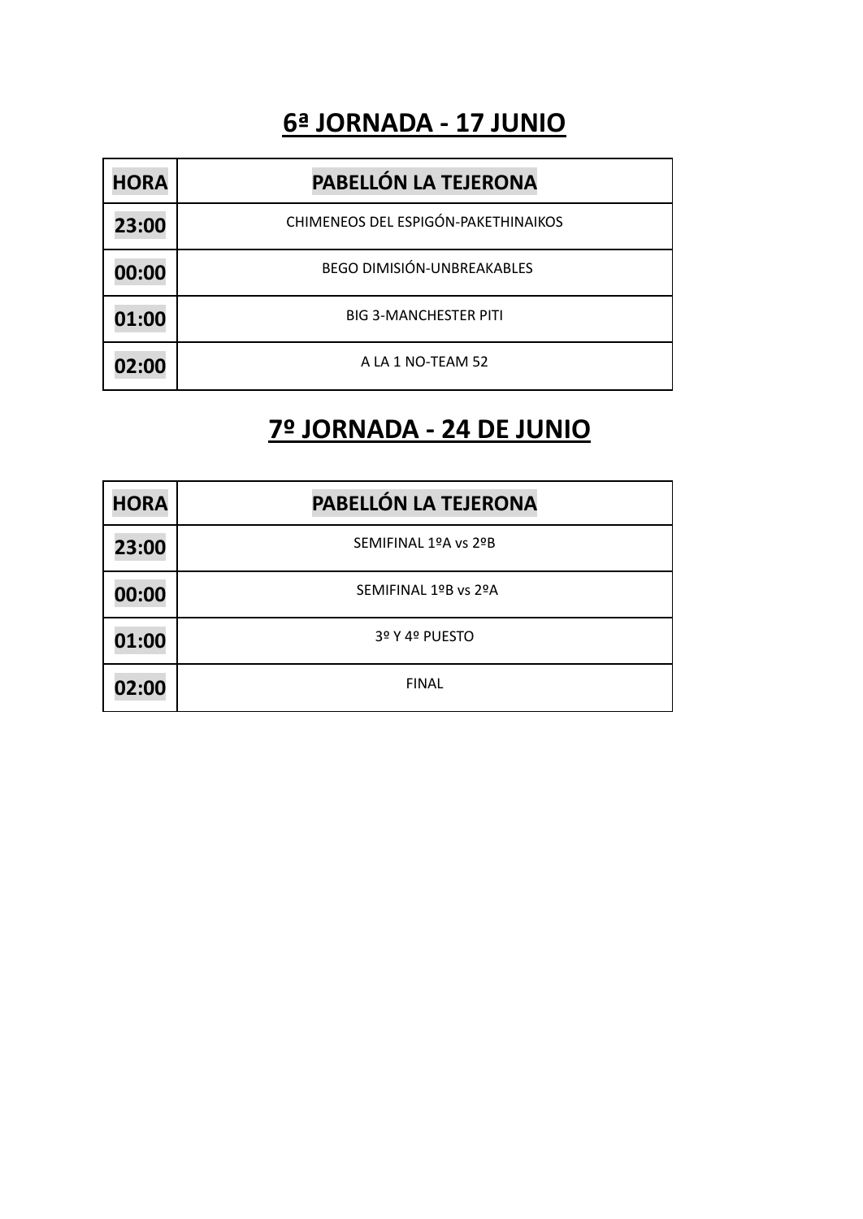## 6ª JORNADA - 17 JUNIO

| HORA | PABELLÓN LA TEJERONA |
| --- | --- |
| 23:00 | CHIMENEOS DEL ESPIGÓN-PAKETHINAIKOS |
| 00:00 | BEGO DIMISIÓN-UNBREAKABLES |
| 01:00 | BIG 3-MANCHESTER PITI |
| 02:00 | A LA 1 NO-TEAM 52 |

## 7º JORNADA - 24 DE JUNIO

| HORA | PABELLÓN LA TEJERONA |
| --- | --- |
| 23:00 | SEMIFINAL 1ºA vs 2ºB |
| 00:00 | SEMIFINAL 1ºB vs 2ºA |
| 01:00 | 3º Y 4º PUESTO |
| 02:00 | FINAL |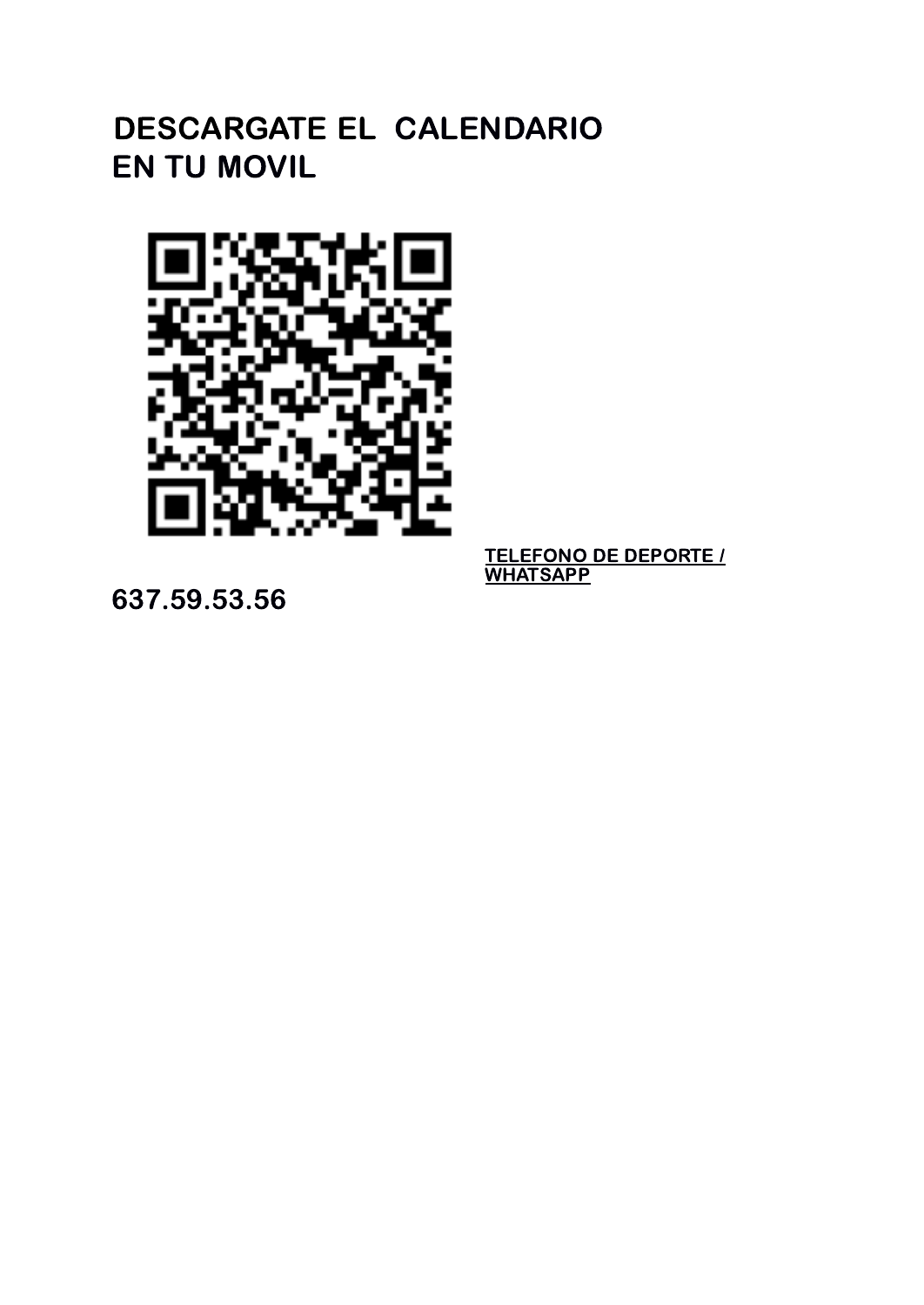## DESCARGATE EL CALENDARIO EN TU MOVIL

**TELEFONO DE DEPORTE / WHATSAPP**

**637.59.53.56**